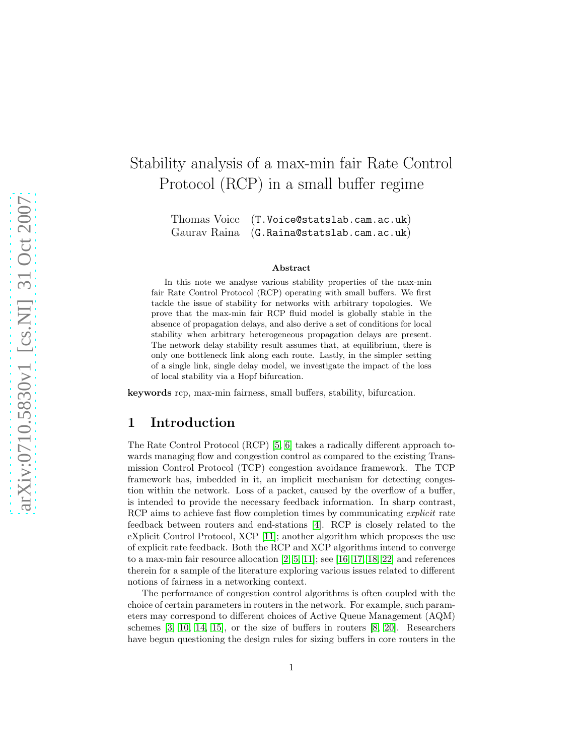# Stability analysis of a max-min fair Rate Control Protocol (RCP) in a small buffer regime

Thomas Voice (T.Voice@statslab.cam.ac.uk)
Gaurav Raina (G.Raina@statslab.cam.ac.uk)

### Abstract

In this note we analyse various stability properties of the max-min fair Rate Control Protocol (RCP) operating with small buffers. We first tackle the issue of stability for networks with arbitrary topologies. We prove that the max-min fair RCP fluid model is globally stable in the absence of propagation delays, and also derive a set of conditions for local stability when arbitrary heterogeneous propagation delays are present. The network delay stability result assumes that, at equilibrium, there is only one bottleneck link along each route. Lastly, in the simpler setting of a single link, single delay model, we investigate the impact of the loss of local stability via a Hopf bifurcation.

**keywords** rcp, max-min fairness, small buffers, stability, bifurcation.

## 1 Introduction

The Rate Control Protocol (RCP) [5, 6] takes a radically different approach towards managing flow and congestion control as compared to the existing Transmission Control Protocol (TCP) congestion avoidance framework. The TCP framework has, imbedded in it, an implicit mechanism for detecting congestion within the network. Loss of a packet, caused by the overflow of a buffer, is intended to provide the necessary feedback information. In sharp contrast, RCP aims to achieve fast flow completion times by communicating *explicit* rate feedback between routers and end-stations [4]. RCP is closely related to the eXplicit Control Protocol, XCP [11]; another algorithm which proposes the use of explicit rate feedback. Both the RCP and XCP algorithms intend to converge to a max-min fair resource allocation [2, 5, 11]; see [16, 17, 18, 22] and references therein for a sample of the literature exploring various issues related to different notions of fairness in a networking context.

The performance of congestion control algorithms is often coupled with the choice of certain parameters in routers in the network. For example, such parameters may correspond to different choices of Active Queue Management (AQM) schemes [3, 10, 14, 15], or the size of buffers in routers [8, 20]. Researchers have begun questioning the design rules for sizing buffers in core routers in the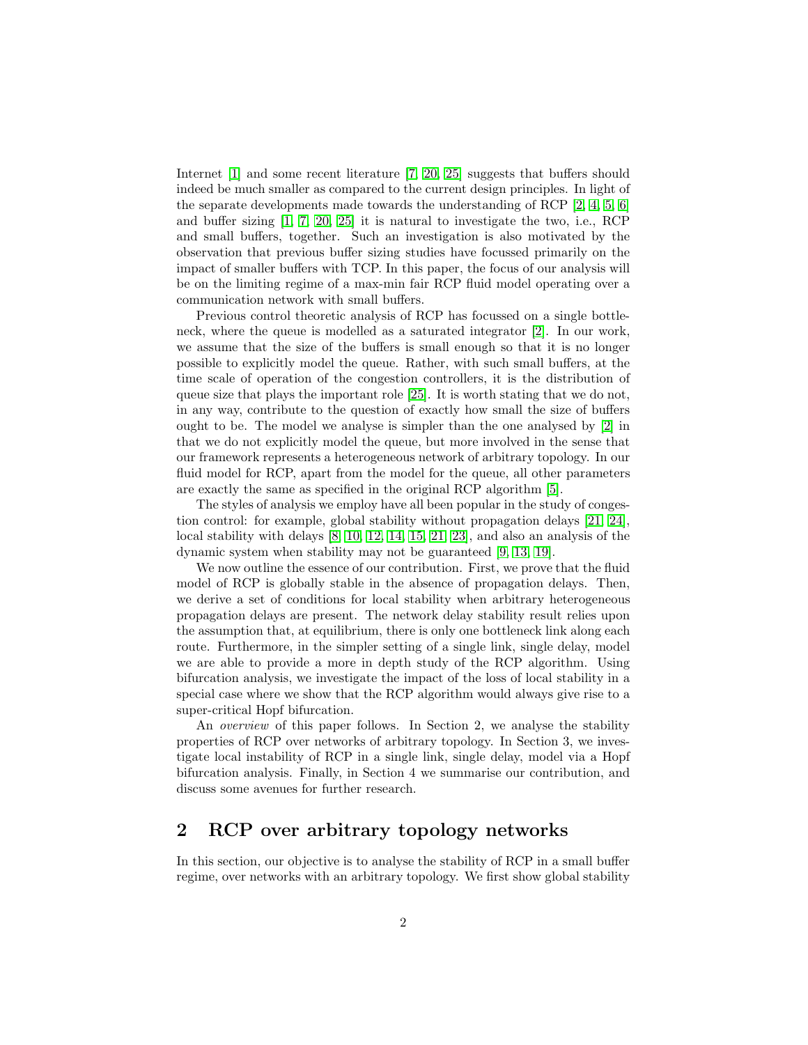Internet [1] and some recent literature [7, 20, 25] suggests that buffers should indeed be much smaller as compared to the current design principles. In light of the separate developments made towards the understanding of RCP [2, 4, 5, 6] and buffer sizing [1, 7, 20, 25] it is natural to investigate the two, i.e., RCP and small buffers, together. Such an investigation is also motivated by the observation that previous buffer sizing studies have focussed primarily on the impact of smaller buffers with TCP. In this paper, the focus of our analysis will be on the limiting regime of a max-min fair RCP fluid model operating over a communication network with small buffers.

Previous control theoretic analysis of RCP has focussed on a single bottleneck, where the queue is modelled as a saturated integrator [2]. In our work, we assume that the size of the buffers is small enough so that it is no longer possible to explicitly model the queue. Rather, with such small buffers, at the time scale of operation of the congestion controllers, it is the distribution of queue size that plays the important role [25]. It is worth stating that we do not, in any way, contribute to the question of exactly how small the size of buffers ought to be. The model we analyse is simpler than the one analysed by [2] in that we do not explicitly model the queue, but more involved in the sense that our framework represents a heterogeneous network of arbitrary topology. In our fluid model for RCP, apart from the model for the queue, all other parameters are exactly the same as specified in the original RCP algorithm [5].

The styles of analysis we employ have all been popular in the study of congestion control: for example, global stability without propagation delays [21, 24], local stability with delays [8, 10, 12, 14, 15, 21, 23], and also an analysis of the dynamic system when stability may not be guaranteed [9, 13, 19].

We now outline the essence of our contribution. First, we prove that the fluid model of RCP is globally stable in the absence of propagation delays. Then, we derive a set of conditions for local stability when arbitrary heterogeneous propagation delays are present. The network delay stability result relies upon the assumption that, at equilibrium, there is only one bottleneck link along each route. Furthermore, in the simpler setting of a single link, single delay, model we are able to provide a more in depth study of the RCP algorithm. Using bifurcation analysis, we investigate the impact of the loss of local stability in a special case where we show that the RCP algorithm would always give rise to a super-critical Hopf bifurcation.

An *overview* of this paper follows. In Section 2, we analyse the stability properties of RCP over networks of arbitrary topology. In Section 3, we investigate local instability of RCP in a single link, single delay, model via a Hopf bifurcation analysis. Finally, in Section 4 we summarise our contribution, and discuss some avenues for further research.

## 2 RCP over arbitrary topology networks

In this section, our objective is to analyse the stability of RCP in a small buffer regime, over networks with an arbitrary topology. We first show global stability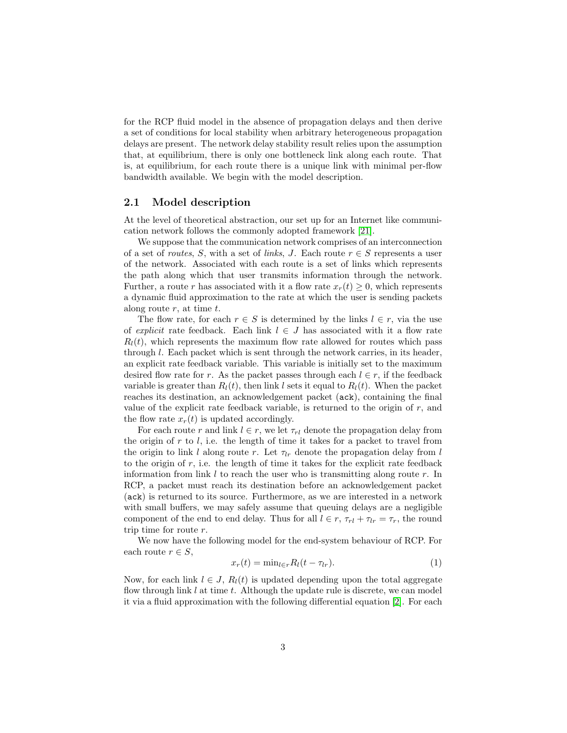for the RCP fluid model in the absence of propagation delays and then derive a set of conditions for local stability when arbitrary heterogeneous propagation delays are present. The network delay stability result relies upon the assumption that, at equilibrium, there is only one bottleneck link along each route. That is, at equilibrium, for each route there is a unique link with minimal per-flow bandwidth available. We begin with the model description.

## 2.1 Model description

At the level of theoretical abstraction, our set up for an Internet like communication network follows the commonly adopted framework [21].

We suppose that the communication network comprises of an interconnection of a set of *routes*, $S$, with a set of *links*, $J$. Each route $r \in S$ represents a user of the network. Associated with each route is a set of links which represents the path along which that user transmits information through the network. Further, a route $r$ has associated with it a flow rate $x_r(t) \geq 0$, which represents a dynamic fluid approximation to the rate at which the user is sending packets along route $r$, at time $t$.

The flow rate, for each $r \in S$ is determined by the links $l \in r$, via the use of *explicit* rate feedback. Each link $l \in J$ has associated with it a flow rate $R_l(t)$, which represents the maximum flow rate allowed for routes which pass through $l$. Each packet which is sent through the network carries, in its header, an explicit rate feedback variable. This variable is initially set to the maximum desired flow rate for $r$. As the packet passes through each $l \in r$, if the feedback variable is greater than $R_l(t)$, then link $l$ sets it equal to $R_l(t)$. When the packet reaches its destination, an acknowledgement packet (`ack`), containing the final value of the explicit rate feedback variable, is returned to the origin of $r$, and the flow rate $x_r(t)$ is updated accordingly.

For each route $r$ and link $l \in r$, we let $\tau_{rl}$ denote the propagation delay from the origin of $r$ to $l$, i.e. the length of time it takes for a packet to travel from the origin to link $l$ along route $r$. Let $\tau_{lr}$ denote the propagation delay from $l$ to the origin of $r$, i.e. the length of time it takes for the explicit rate feedback information from link $l$ to reach the user who is transmitting along route $r$. In RCP, a packet must reach its destination before an acknowledgement packet (`ack`) is returned to its source. Furthermore, as we are interested in a network with small buffers, we may safely assume that queuing delays are a negligible component of the end to end delay. Thus for all $l \in r$, $\tau_{rl} + \tau_{lr} = \tau_r$, the round trip time for route $r$.

We now have the following model for the end-system behaviour of RCP. For each route $r \in S$,

$$x_r(t) = \min_{l \in r} R_l(t - \tau_{lr}). \tag{1}$$

Now, for each link $l \in J$, $R_l(t)$ is updated depending upon the total aggregate flow through link $l$ at time $t$. Although the update rule is discrete, we can model it via a fluid approximation with the following differential equation [2]. For each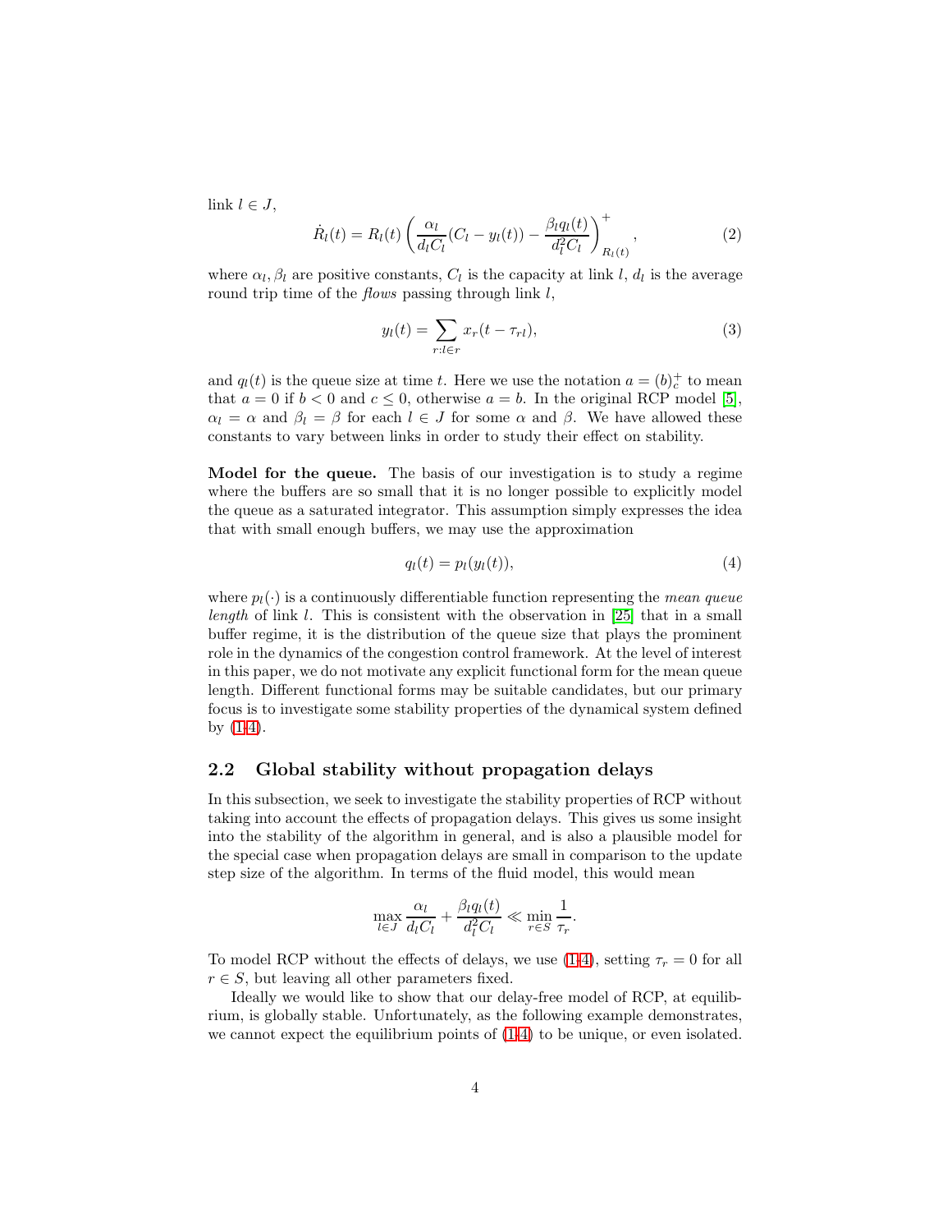link $l \in J$,

$$\dot{R}_l(t) = R_l(t) \left( \frac{\alpha_l}{d_l C_l}(C_l - y_l(t)) - \frac{\beta_l q_l(t)}{d_l^2 C_l} \right)^+_{R_l(t)}, \tag{2}$$

where $\alpha_l, \beta_l$ are positive constants, $C_l$ is the capacity at link $l$, $d_l$ is the average round trip time of the *flows* passing through link $l$,

$$y_l(t) = \sum_{r: l \in r} x_r(t - \tau_{rl}), \tag{3}$$

and $q_l(t)$ is the queue size at time $t$. Here we use the notation $a = (b)^+_c$ to mean that $a = 0$ if $b < 0$ and $c \leq 0$, otherwise $a = b$. In the original RCP model [5], $\alpha_l = \alpha$ and $\beta_l = \beta$ for each $l \in J$ for some $\alpha$ and $\beta$. We have allowed these constants to vary between links in order to study their effect on stability.

**Model for the queue.** The basis of our investigation is to study a regime where the buffers are so small that it is no longer possible to explicitly model the queue as a saturated integrator. This assumption simply expresses the idea that with small enough buffers, we may use the approximation

$$q_l(t) = p_l(y_l(t)), \tag{4}$$

where $p_l(\cdot)$ is a continuously differentiable function representing the *mean queue length* of link $l$. This is consistent with the observation in [25] that in a small buffer regime, it is the distribution of the queue size that plays the prominent role in the dynamics of the congestion control framework. At the level of interest in this paper, we do not motivate any explicit functional form for the mean queue length. Different functional forms may be suitable candidates, but our primary focus is to investigate some stability properties of the dynamical system defined by (1-4).

## 2.2 Global stability without propagation delays

In this subsection, we seek to investigate the stability properties of RCP without taking into account the effects of propagation delays. This gives us some insight into the stability of the algorithm in general, and is also a plausible model for the special case when propagation delays are small in comparison to the update step size of the algorithm. In terms of the fluid model, this would mean

$$\max_{l \in J} \frac{\alpha_l}{d_l C_l} + \frac{\beta_l q_l(t)}{d_l^2 C_l} \ll \min_{r \in S} \frac{1}{\tau_r}.$$

To model RCP without the effects of delays, we use (1-4), setting $\tau_r = 0$ for all $r \in S$, but leaving all other parameters fixed.

Ideally we would like to show that our delay-free model of RCP, at equilibrium, is globally stable. Unfortunately, as the following example demonstrates, we cannot expect the equilibrium points of (1-4) to be unique, or even isolated.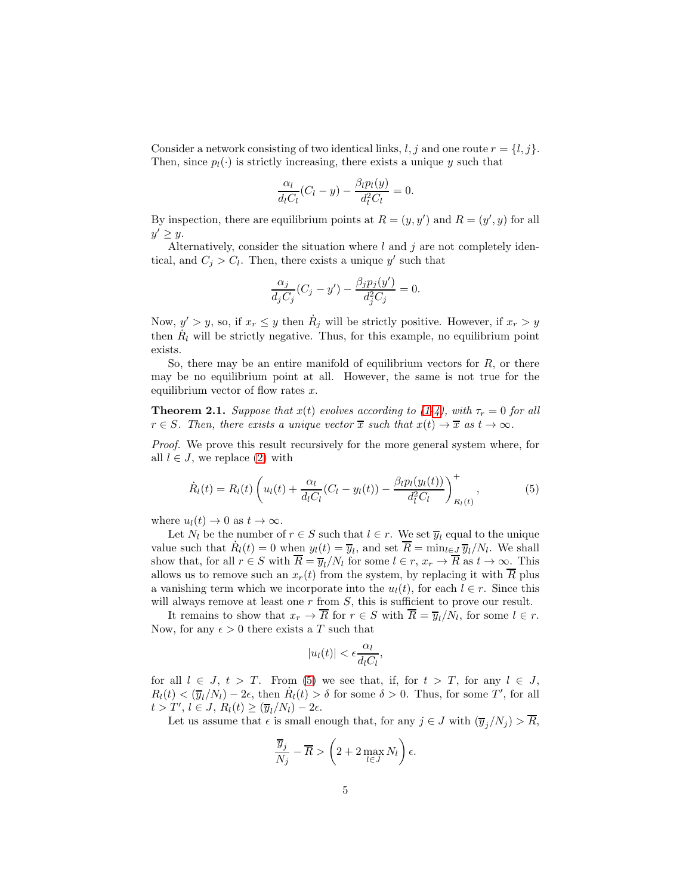Consider a network consisting of two identical links, $l, j$ and one route $r = \{l, j\}$. Then, since $p_l(\cdot)$ is strictly increasing, there exists a unique $y$ such that

$$\frac{\alpha_l}{d_l C_l}(C_l - y) - \frac{\beta_l p_l(y)}{d_l^2 C_l} = 0.$$

By inspection, there are equilibrium points at $R = (y, y')$ and $R = (y', y)$ for all $y' \geq y$.

Alternatively, consider the situation where $l$ and $j$ are not completely identical, and $C_j > C_l$. Then, there exists a unique $y'$ such that

$$\frac{\alpha_j}{d_j C_j}(C_j - y') - \frac{\beta_j p_j(y')}{d_j^2 C_j} = 0.$$

Now, $y' > y$, so, if $x_r \leq y$ then $\dot{R}_j$ will be strictly positive. However, if $x_r > y$ then $\dot{R}_l$ will be strictly negative. Thus, for this example, no equilibrium point exists.

So, there may be an entire manifold of equilibrium vectors for $R$, or there may be no equilibrium point at all. However, the same is not true for the equilibrium vector of flow rates $x$.

**Theorem 2.1.** *Suppose that $x(t)$ evolves according to (1–4), with $\tau_r = 0$ for all $r \in S$. Then, there exists a unique vector $\overline{x}$ such that $x(t) \to \overline{x}$ as $t \to \infty$.*

*Proof.* We prove this result recursively for the more general system where, for all $l \in J$, we replace (2) with

$$\dot{R}_l(t) = R_l(t)\left(u_l(t) + \frac{\alpha_l}{d_l C_l}(C_l - y_l(t)) - \frac{\beta_l p_l(y_l(t))}{d_l^2 C_l}\right)^+_{R_l(t)}, \tag{5}$$

where $u_l(t) \to 0$ as $t \to \infty$.

Let $N_l$ be the number of $r \in S$ such that $l \in r$. We set $\overline{y}_l$ equal to the unique value such that $\dot{R}_l(t) = 0$ when $y_l(t) = \overline{y}_l$, and set $\overline{R} = \min_{l \in J} \overline{y}_l / N_l$. We shall show that, for all $r \in S$ with $\overline{R} = \overline{y}_l / N_l$ for some $l \in r$, $x_r \to \overline{R}$ as $t \to \infty$. This allows us to remove such an $x_r(t)$ from the system, by replacing it with $\overline{R}$ plus a vanishing term which we incorporate into the $u_l(t)$, for each $l \in r$. Since this will always remove at least one $r$ from $S$, this is sufficient to prove our result.

It remains to show that $x_r \to \overline{R}$ for $r \in S$ with $\overline{R} = \overline{y}_l / N_l$, for some $l \in r$. Now, for any $\epsilon > 0$ there exists a $T$ such that

$$|u_l(t)| < \epsilon \frac{\alpha_l}{d_l C_l},$$

for all $l \in J$, $t > T$. From (5) we see that, if, for $t > T$, for any $l \in J$, $R_l(t) < (\overline{y}_l / N_l) - 2\epsilon$, then $\dot{R}_l(t) > \delta$ for some $\delta > 0$. Thus, for some $T'$, for all $t > T'$, $l \in J$, $R_l(t) \geq (\overline{y}_l / N_l) - 2\epsilon$.

Let us assume that $\epsilon$ is small enough that, for any $j \in J$ with $(\overline{y}_j / N_j) > \overline{R}$,

$$\frac{\overline{y}_j}{N_j} - \overline{R} > \left(2 + 2 \max_{l \in J} N_l\right)\epsilon.$$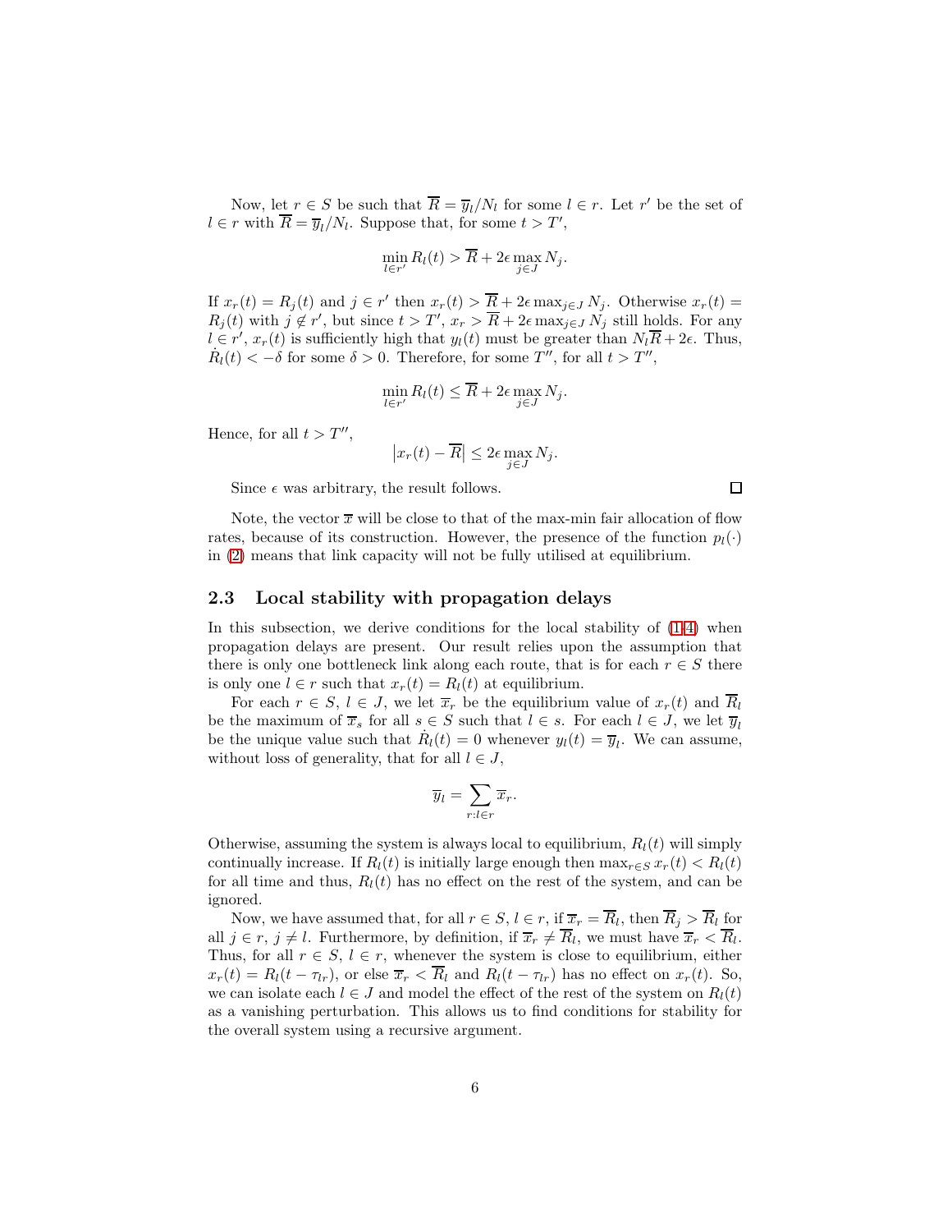Now, let $r \in S$ be such that $\overline{R} = \overline{y}_l/N_l$ for some $l \in r$. Let $r'$ be the set of $l \in r$ with $\overline{R} = \overline{y}_l/N_l$. Suppose that, for some $t > T'$,

$$\min_{l \in r'} R_l(t) > \overline{R} + 2\epsilon \max_{j \in J} N_j.$$

If $x_r(t) = R_j(t)$ and $j \in r'$ then $x_r(t) > \overline{R} + 2\epsilon \max_{j \in J} N_j$. Otherwise $x_r(t) = R_j(t)$ with $j \notin r'$, but since $t > T'$, $x_r > \overline{R} + 2\epsilon \max_{j \in J} N_j$ still holds. For any $l \in r'$, $x_r(t)$ is sufficiently high that $y_l(t)$ must be greater than $N_l \overline{R} + 2\epsilon$. Thus, $\dot{R}_l(t) < -\delta$ for some $\delta > 0$. Therefore, for some $T''$, for all $t > T''$,

$$\min_{l \in r'} R_l(t) \leq \overline{R} + 2\epsilon \max_{j \in J} N_j.$$

Hence, for all $t > T''$,

$$\left| x_r(t) - \overline{R} \right| \leq 2\epsilon \max_{j \in J} N_j.$$

Since $\epsilon$ was arbitrary, the result follows. □

Note, the vector $\overline{x}$ will be close to that of the max-min fair allocation of flow rates, because of its construction. However, the presence of the function $p_l(\cdot)$ in (2) means that link capacity will not be fully utilised at equilibrium.

## 2.3 Local stability with propagation delays

In this subsection, we derive conditions for the local stability of (1-4) when propagation delays are present. Our result relies upon the assumption that there is only one bottleneck link along each route, that is for each $r \in S$ there is only one $l \in r$ such that $x_r(t) = R_l(t)$ at equilibrium.

For each $r \in S$, $l \in J$, we let $\overline{x}_r$ be the equilibrium value of $x_r(t)$ and $\overline{R}_l$ be the maximum of $\overline{x}_s$ for all $s \in S$ such that $l \in s$. For each $l \in J$, we let $\overline{y}_l$ be the unique value such that $\dot{R}_l(t) = 0$ whenever $y_l(t) = \overline{y}_l$. We can assume, without loss of generality, that for all $l \in J$,

$$\overline{y}_l = \sum_{r: l \in r} \overline{x}_r.$$

Otherwise, assuming the system is always local to equilibrium, $R_l(t)$ will simply continually increase. If $R_l(t)$ is initially large enough then $\max_{r \in S} x_r(t) < R_l(t)$ for all time and thus, $R_l(t)$ has no effect on the rest of the system, and can be ignored.

Now, we have assumed that, for all $r \in S$, $l \in r$, if $\overline{x}_r = \overline{R}_l$, then $\overline{R}_j > \overline{R}_l$ for all $j \in r$, $j \neq l$. Furthermore, by definition, if $\overline{x}_r \neq \overline{R}_l$, we must have $\overline{x}_r < \overline{R}_l$. Thus, for all $r \in S$, $l \in r$, whenever the system is close to equilibrium, either $x_r(t) = R_l(t - \tau_{lr})$, or else $\overline{x}_r < \overline{R}_l$ and $R_l(t - \tau_{lr})$ has no effect on $x_r(t)$. So, we can isolate each $l \in J$ and model the effect of the rest of the system on $R_l(t)$ as a vanishing perturbation. This allows us to find conditions for stability for the overall system using a recursive argument.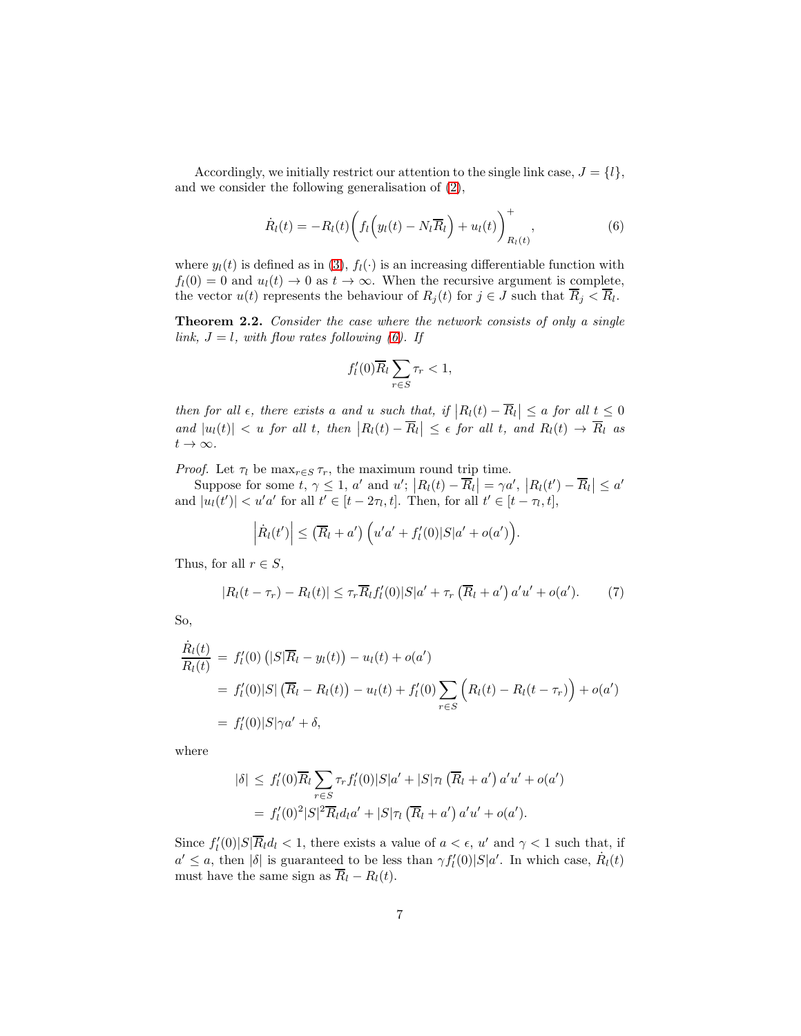Accordingly, we initially restrict our attention to the single link case, $J = \{l\}$, and we consider the following generalisation of (2),

$$\dot{R}_l(t) = -R_l(t)\bigg(f_l\Big(y_l(t) - N_l\overline{R}_l\Big) + u_l(t)\bigg)^+_{R_l(t)}, \tag{6}$$

where $y_l(t)$ is defined as in (3), $f_l(\cdot)$ is an increasing differentiable function with $f_l(0) = 0$ and $u_l(t) \to 0$ as $t \to \infty$. When the recursive argument is complete, the vector $u(t)$ represents the behaviour of $R_j(t)$ for $j \in J$ such that $\overline{R}_j < \overline{R}_l$.

**Theorem 2.2.** *Consider the case where the network consists of only a single link, $J = l$, with flow rates following (6). If*

$$f_l'(0)\overline{R}_l \sum_{r \in S} \tau_r < 1,$$

*then for all $\epsilon$, there exists $a$ and $u$ such that, if $\left|R_l(t) - \overline{R}_l\right| \leq a$ for all $t \leq 0$ and $|u_l(t)| < u$ for all $t$, then $\left|R_l(t) - \overline{R}_l\right| \leq \epsilon$ for all $t$, and $R_l(t) \to \overline{R}_l$ as $t \to \infty$.*

*Proof.* Let $\tau_l$ be $\max_{r \in S} \tau_r$, the maximum round trip time.

Suppose for some $t$, $\gamma \leq 1$, $a'$ and $u'$; $\left|R_l(t) - \overline{R}_l\right| = \gamma a'$, $\left|R_l(t') - \overline{R}_l\right| \leq a'$ and $|u_l(t')| < u'a'$ for all $t' \in [t - 2\tau_l, t]$. Then, for all $t' \in [t - \tau_l, t]$,

$$\left|\dot{R}_l(t')\right| \leq \left(\overline{R}_l + a'\right)\Big(u'a' + f_l'(0)|S|a' + o(a')\Big).$$

Thus, for all $r \in S$,

$$|R_l(t - \tau_r) - R_l(t)| \leq \tau_r \overline{R}_l f_l'(0)|S|a' + \tau_r\left(\overline{R}_l + a'\right)a'u' + o(a'). \tag{7}$$

So,

$$\begin{aligned}
\frac{\dot{R}_l(t)}{R_l(t)} &= f_l'(0)\left(|S|\overline{R}_l - y_l(t)\right) - u_l(t) + o(a') \\
&= f_l'(0)|S|\left(\overline{R}_l - R_l(t)\right) - u_l(t) + f_l'(0)\sum_{r \in S}\Big(R_l(t) - R_l(t - \tau_r)\Big) + o(a') \\
&= f_l'(0)|S|\gamma a' + \delta,
\end{aligned}$$

where

$$\begin{aligned}
|\delta| &\leq f_l'(0)\overline{R}_l \sum_{r \in S} \tau_r f_l'(0)|S|a' + |S|\tau_l\left(\overline{R}_l + a'\right)a'u' + o(a') \\
&= f_l'(0)^2|S|^2\overline{R}_l d_l a' + |S|\tau_l\left(\overline{R}_l + a'\right)a'u' + o(a').
\end{aligned}$$

Since $f_l'(0)|S|\overline{R}_l d_l < 1$, there exists a value of $a < \epsilon$, $u'$ and $\gamma < 1$ such that, if $a' \leq a$, then $|\delta|$ is guaranteed to be less than $\gamma f_l'(0)|S|a'$. In which case, $\dot{R}_l(t)$ must have the same sign as $\overline{R}_l - R_l(t)$.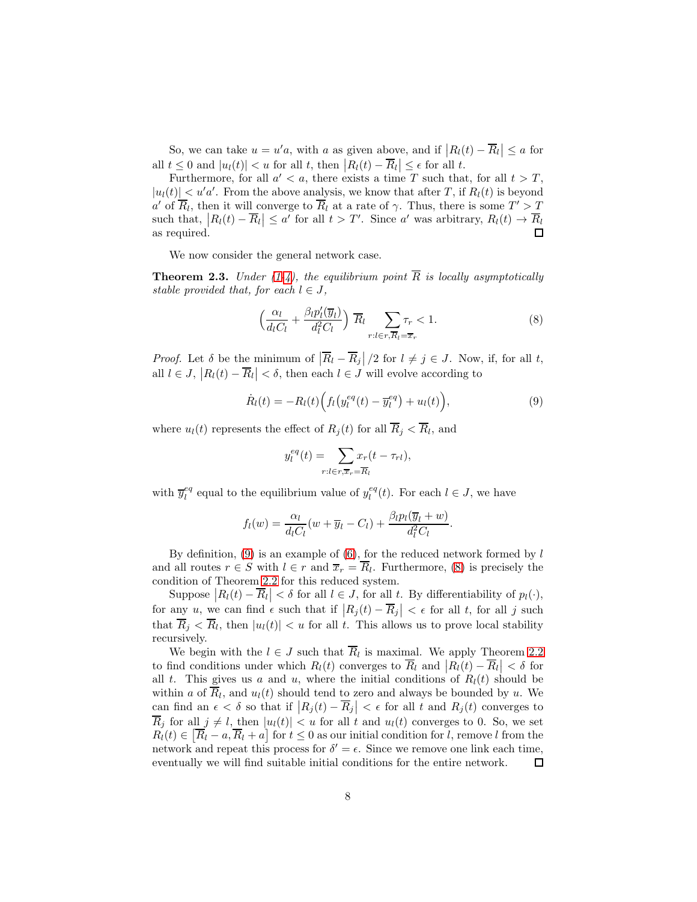So, we can take $u = u'a$, with $a$ as given above, and if $\left|R_l(t) - \overline{R}_l\right| \le a$ for all $t \le 0$ and $|u_l(t)| < u$ for all $t$, then $\left|R_l(t) - \overline{R}_l\right| \le \epsilon$ for all $t$.

Furthermore, for all $a' < a$, there exists a time $T$ such that, for all $t > T$, $|u_l(t)| < u'a'$. From the above analysis, we know that after $T$, if $R_l(t)$ is beyond $a'$ of $\overline{R}_l$, then it will converge to $\overline{R}_l$ at a rate of $\gamma$. Thus, there is some $T' > T$ such that, $\left|R_l(t) - \overline{R}_l\right| \le a'$ for all $t > T'$. Since $a'$ was arbitrary, $R_l(t) \to \overline{R}_l$ as required. ∎

We now consider the general network case.

**Theorem 2.3.** *Under (1–4), the equilibrium point $\overline{R}$ is locally asymptotically stable provided that, for each $l \in J$,*

$$\left(\frac{\alpha_l}{d_l C_l} + \frac{\beta_l p_l'(\overline{y}_l)}{d_l^2 C_l}\right) \overline{R}_l \sum_{r: l \in r, \overline{R}_l = \overline{x}_r} \tau_r < 1. \tag{8}$$

*Proof.* Let $\delta$ be the minimum of $\left|\overline{R}_l - \overline{R}_j\right|/2$ for $l \neq j \in J$. Now, if, for all $t$, all $l \in J$, $\left|R_l(t) - \overline{R}_l\right| < \delta$, then each $l \in J$ will evolve according to

$$\dot{R}_l(t) = -R_l(t)\Big(f_l\big(y_l^{eq}(t) - \overline{y}_l^{eq}\big) + u_l(t)\Big), \tag{9}$$

where $u_l(t)$ represents the effect of $R_j(t)$ for all $\overline{R}_j < \overline{R}_l$, and

$$y_l^{eq}(t) = \sum_{r: l \in r, \overline{x}_r = \overline{R}_l} x_r(t - \tau_{rl}),$$

with $\overline{y}_l^{eq}$ equal to the equilibrium value of $y_l^{eq}(t)$. For each $l \in J$, we have

$$f_l(w) = \frac{\alpha_l}{d_l C_l}(w + \overline{y}_l - C_l) + \frac{\beta_l p_l(\overline{y}_l + w)}{d_l^2 C_l}.$$

By definition, (9) is an example of (6), for the reduced network formed by $l$ and all routes $r \in S$ with $l \in r$ and $\overline{x}_r = \overline{R}_l$. Furthermore, (8) is precisely the condition of Theorem 2.2 for this reduced system.

Suppose $\left|R_l(t) - \overline{R}_l\right| < \delta$ for all $l \in J$, for all $t$. By differentiability of $p_l(\cdot)$, for any $u$, we can find $\epsilon$ such that if $\left|R_j(t) - \overline{R}_j\right| < \epsilon$ for all $t$, for all $j$ such that $\overline{R}_j < \overline{R}_l$, then $|u_l(t)| < u$ for all $t$. This allows us to prove local stability recursively.

We begin with the $l \in J$ such that $\overline{R}_l$ is maximal. We apply Theorem 2.2 to find conditions under which $R_l(t)$ converges to $\overline{R}_l$ and $\left|R_l(t) - \overline{R}_l\right| < \delta$ for all $t$. This gives us $a$ and $u$, where the initial conditions of $R_l(t)$ should be within $a$ of $\overline{R}_l$, and $u_l(t)$ should tend to zero and always be bounded by $u$. We can find an $\epsilon < \delta$ so that if $\left|R_j(t) - \overline{R}_j\right| < \epsilon$ for all $t$ and $R_j(t)$ converges to $\overline{R}_j$ for all $j \neq l$, then $|u_l(t)| < u$ for all $t$ and $u_l(t)$ converges to 0. So, we set $R_l(t) \in \left[\overline{R}_l - a, \overline{R}_l + a\right]$ for $t \le 0$ as our initial condition for $l$, remove $l$ from the network and repeat this process for $\delta' = \epsilon$. Since we remove one link each time, eventually we will find suitable initial conditions for the entire network. ∎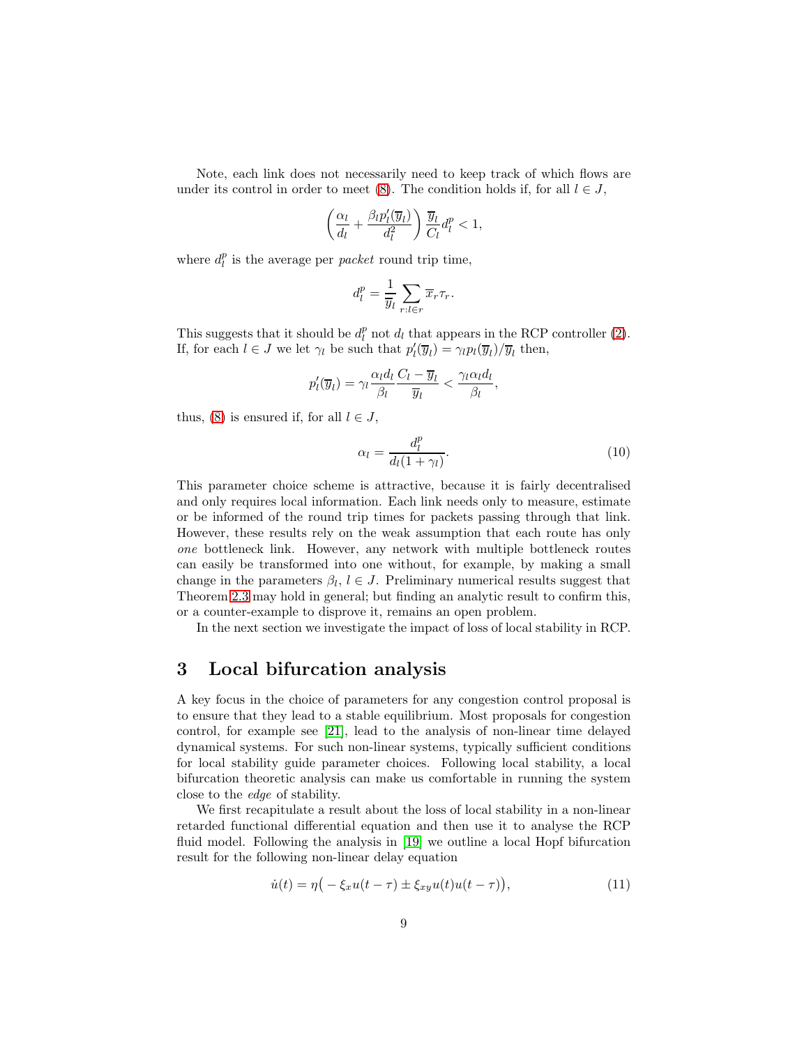Note, each link does not necessarily need to keep track of which flows are under its control in order to meet (8). The condition holds if, for all $l \in J$,

$$\left(\frac{\alpha_l}{d_l} + \frac{\beta_l p_l'(\overline{y}_l)}{d_l^2}\right)\frac{\overline{y}_l}{C_l} d_l^p < 1,$$

where $d_l^p$ is the average per *packet* round trip time,

$$d_l^p = \frac{1}{\overline{y}_l}\sum_{r:l\in r} \overline{x}_r \tau_r.$$

This suggests that it should be $d_l^p$ not $d_l$ that appears in the RCP controller (2). If, for each $l \in J$ we let $\gamma_l$ be such that $p_l'(\overline{y}_l) = \gamma_l p_l(\overline{y}_l)/\overline{y}_l$ then,

$$p_l'(\overline{y}_l) = \gamma_l \frac{\alpha_l d_l}{\beta_l}\frac{C_l - \overline{y}_l}{\overline{y}_l} < \frac{\gamma_l \alpha_l d_l}{\beta_l},$$

thus, (8) is ensured if, for all $l \in J$,

$$\alpha_l = \frac{d_l^p}{d_l(1+\gamma_l)}. \tag{10}$$

This parameter choice scheme is attractive, because it is fairly decentralised and only requires local information. Each link needs only to measure, estimate or be informed of the round trip times for packets passing through that link. However, these results rely on the weak assumption that each route has only *one* bottleneck link. However, any network with multiple bottleneck routes can easily be transformed into one without, for example, by making a small change in the parameters $\beta_l$, $l \in J$. Preliminary numerical results suggest that Theorem 2.3 may hold in general; but finding an analytic result to confirm this, or a counter-example to disprove it, remains an open problem.

In the next section we investigate the impact of loss of local stability in RCP.

## 3 Local bifurcation analysis

A key focus in the choice of parameters for any congestion control proposal is to ensure that they lead to a stable equilibrium. Most proposals for congestion control, for example see [21], lead to the analysis of non-linear time delayed dynamical systems. For such non-linear systems, typically sufficient conditions for local stability guide parameter choices. Following local stability, a local bifurcation theoretic analysis can make us comfortable in running the system close to the *edge* of stability.

We first recapitulate a result about the loss of local stability in a non-linear retarded functional differential equation and then use it to analyse the RCP fluid model. Following the analysis in [19] we outline a local Hopf bifurcation result for the following non-linear delay equation

$$\dot{u}(t) = \eta\big(-\xi_x u(t-\tau) \pm \xi_{xy} u(t)u(t-\tau)\big), \tag{11}$$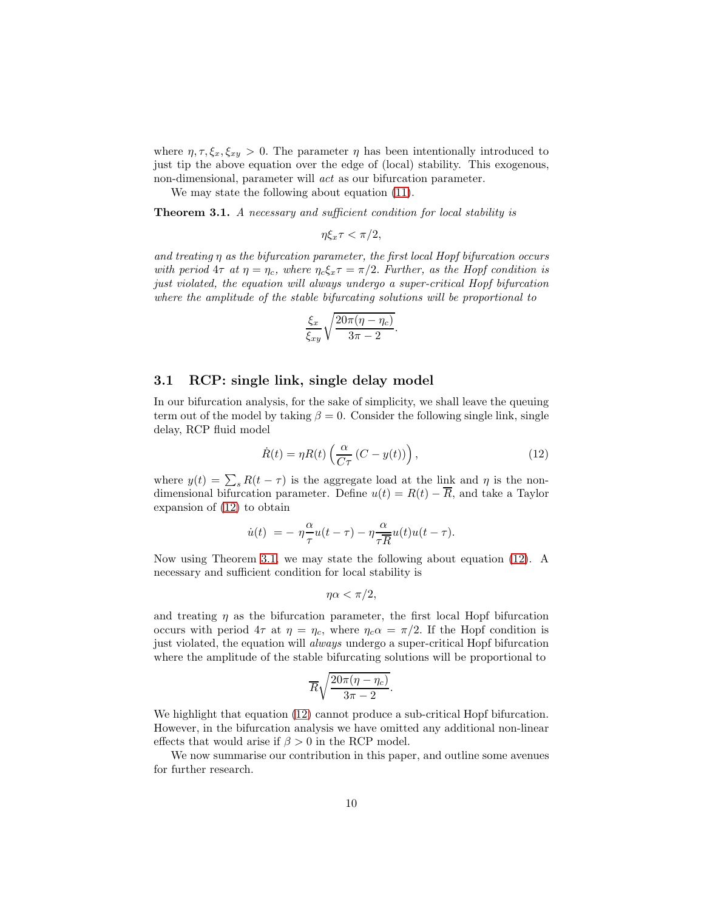where $\eta, \tau, \xi_x, \xi_{xy} > 0$. The parameter $\eta$ has been intentionally introduced to just tip the above equation over the edge of (local) stability. This exogenous, non-dimensional, parameter will *act* as our bifurcation parameter.

We may state the following about equation (11).

**Theorem 3.1.** *A necessary and sufficient condition for local stability is*

$$\eta \xi_x \tau < \pi/2,$$

*and treating $\eta$ as the bifurcation parameter, the first local Hopf bifurcation occurs with period $4\tau$ at $\eta = \eta_c$, where $\eta_c \xi_x \tau = \pi/2$. Further, as the Hopf condition is just violated, the equation will always undergo a super-critical Hopf bifurcation where the amplitude of the stable bifurcating solutions will be proportional to*

$$\frac{\xi_x}{\xi_{xy}} \sqrt{\frac{20\pi(\eta - \eta_c)}{3\pi - 2}}.$$

## 3.1 RCP: single link, single delay model

In our bifurcation analysis, for the sake of simplicity, we shall leave the queuing term out of the model by taking $\beta = 0$. Consider the following single link, single delay, RCP fluid model

$$\dot{R}(t) = \eta R(t) \left( \frac{\alpha}{C\tau} \left( C - y(t) \right) \right), \tag{12}$$

where $y(t) = \sum_s R(t - \tau)$ is the aggregate load at the link and $\eta$ is the non-dimensional bifurcation parameter. Define $u(t) = R(t) - \overline{R}$, and take a Taylor expansion of (12) to obtain

$$\dot{u}(t) \; = - \; \eta \frac{\alpha}{\tau} u(t - \tau) - \eta \frac{\alpha}{\tau \overline{R}} u(t) u(t - \tau).$$

Now using Theorem 3.1, we may state the following about equation (12). A necessary and sufficient condition for local stability is

$$\eta \alpha < \pi/2,$$

and treating $\eta$ as the bifurcation parameter, the first local Hopf bifurcation occurs with period $4\tau$ at $\eta = \eta_c$, where $\eta_c \alpha = \pi/2$. If the Hopf condition is just violated, the equation will *always* undergo a super-critical Hopf bifurcation where the amplitude of the stable bifurcating solutions will be proportional to

$$\overline{R} \sqrt{\frac{20\pi(\eta - \eta_c)}{3\pi - 2}}.$$

We highlight that equation (12) cannot produce a sub-critical Hopf bifurcation. However, in the bifurcation analysis we have omitted any additional non-linear effects that would arise if $\beta > 0$ in the RCP model.

We now summarise our contribution in this paper, and outline some avenues for further research.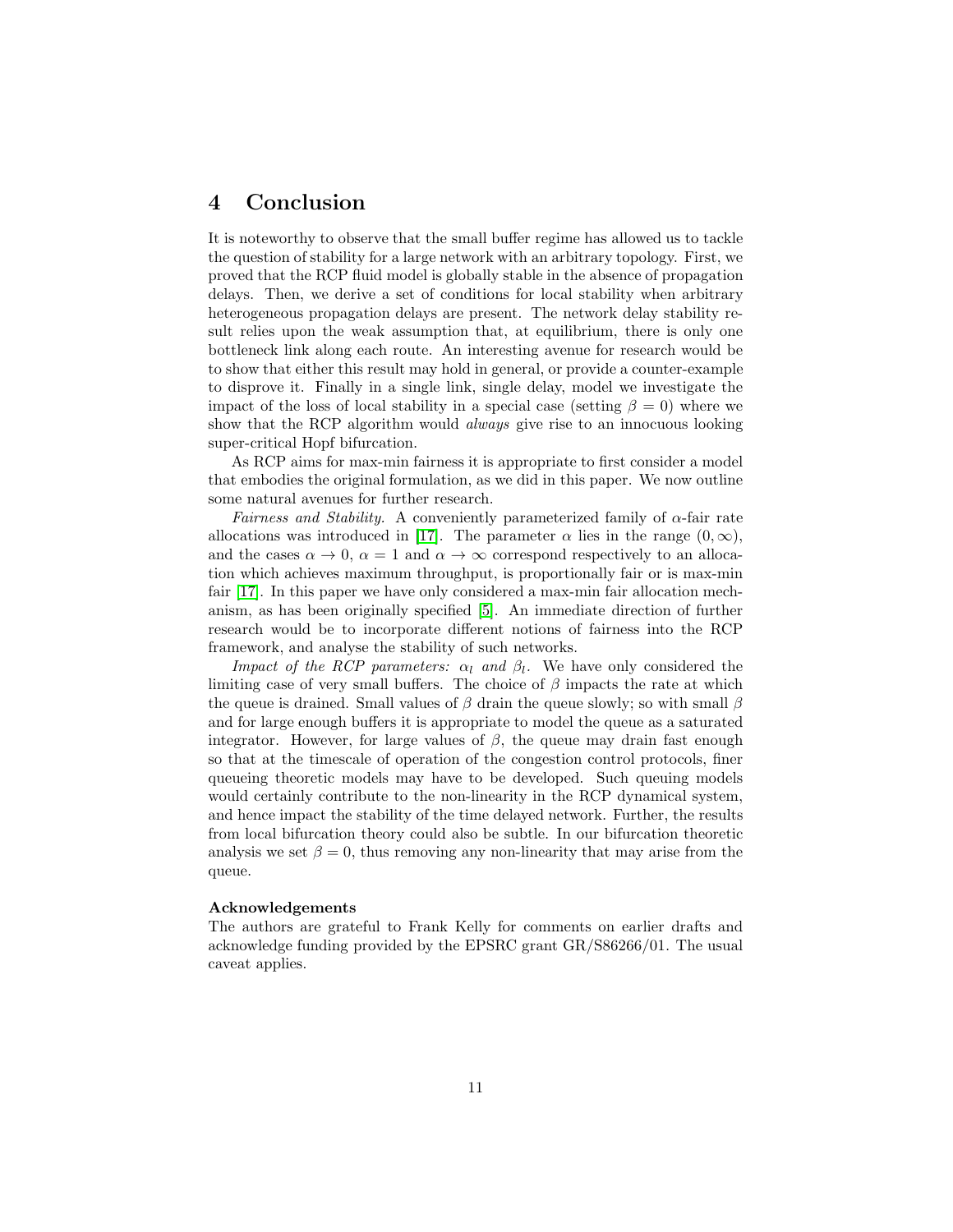# 4 Conclusion

It is noteworthy to observe that the small buffer regime has allowed us to tackle the question of stability for a large network with an arbitrary topology. First, we proved that the RCP fluid model is globally stable in the absence of propagation delays. Then, we derive a set of conditions for local stability when arbitrary heterogeneous propagation delays are present. The network delay stability result relies upon the weak assumption that, at equilibrium, there is only one bottleneck link along each route. An interesting avenue for research would be to show that either this result may hold in general, or provide a counter-example to disprove it. Finally in a single link, single delay, model we investigate the impact of the loss of local stability in a special case (setting $\beta = 0$) where we show that the RCP algorithm would *always* give rise to an innocuous looking super-critical Hopf bifurcation.

As RCP aims for max-min fairness it is appropriate to first consider a model that embodies the original formulation, as we did in this paper. We now outline some natural avenues for further research.

*Fairness and Stability.* A conveniently parameterized family of $\alpha$-fair rate allocations was introduced in [17]. The parameter $\alpha$ lies in the range $(0, \infty)$, and the cases $\alpha \to 0$, $\alpha = 1$ and $\alpha \to \infty$ correspond respectively to an allocation which achieves maximum throughput, is proportionally fair or is max-min fair [17]. In this paper we have only considered a max-min fair allocation mechanism, as has been originally specified [5]. An immediate direction of further research would be to incorporate different notions of fairness into the RCP framework, and analyse the stability of such networks.

*Impact of the RCP parameters: $\alpha_l$ and $\beta_l$.* We have only considered the limiting case of very small buffers. The choice of $\beta$ impacts the rate at which the queue is drained. Small values of $\beta$ drain the queue slowly; so with small $\beta$ and for large enough buffers it is appropriate to model the queue as a saturated integrator. However, for large values of $\beta$, the queue may drain fast enough so that at the timescale of operation of the congestion control protocols, finer queueing theoretic models may have to be developed. Such queuing models would certainly contribute to the non-linearity in the RCP dynamical system, and hence impact the stability of the time delayed network. Further, the results from local bifurcation theory could also be subtle. In our bifurcation theoretic analysis we set $\beta = 0$, thus removing any non-linearity that may arise from the queue.

**Acknowledgements**
The authors are grateful to Frank Kelly for comments on earlier drafts and acknowledge funding provided by the EPSRC grant GR/S86266/01. The usual caveat applies.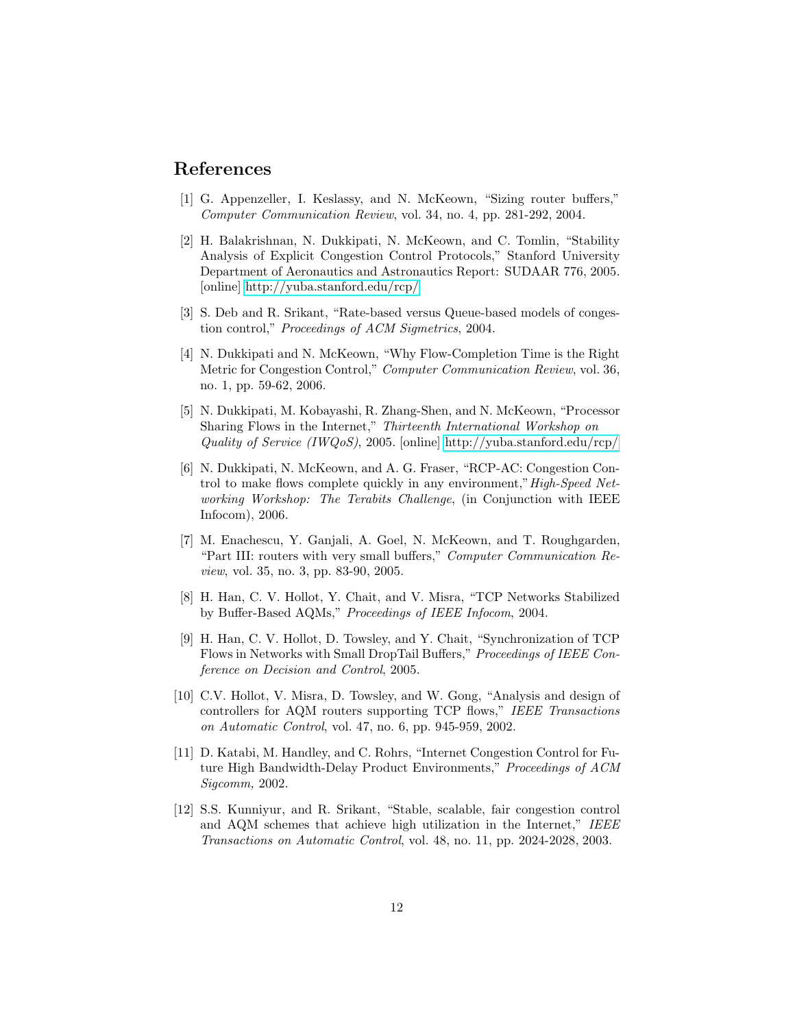## References

[1] G. Appenzeller, I. Keslassy, and N. McKeown, “Sizing router buffers,” *Computer Communication Review*, vol. 34, no. 4, pp. 281-292, 2004.

[2] H. Balakrishnan, N. Dukkipati, N. McKeown, and C. Tomlin, “Stability Analysis of Explicit Congestion Control Protocols,” Stanford University Department of Aeronautics and Astronautics Report: SUDAAR 776, 2005. [online] http://yuba.stanford.edu/rcp/

[3] S. Deb and R. Srikant, “Rate-based versus Queue-based models of congestion control,” *Proceedings of ACM Sigmetrics*, 2004.

[4] N. Dukkipati and N. McKeown, “Why Flow-Completion Time is the Right Metric for Congestion Control,” *Computer Communication Review*, vol. 36, no. 1, pp. 59-62, 2006.

[5] N. Dukkipati, M. Kobayashi, R. Zhang-Shen, and N. McKeown, “Processor Sharing Flows in the Internet,” *Thirteenth International Workshop on Quality of Service (IWQoS)*, 2005. [online] http://yuba.stanford.edu/rcp/

[6] N. Dukkipati, N. McKeown, and A. G. Fraser, “RCP-AC: Congestion Control to make flows complete quickly in any environment,” *High-Speed Networking Workshop: The Terabits Challenge*, (in Conjunction with IEEE Infocom), 2006.

[7] M. Enachescu, Y. Ganjali, A. Goel, N. McKeown, and T. Roughgarden, “Part III: routers with very small buffers,” *Computer Communication Review*, vol. 35, no. 3, pp. 83-90, 2005.

[8] H. Han, C. V. Hollot, Y. Chait, and V. Misra, “TCP Networks Stabilized by Buffer-Based AQMs,” *Proceedings of IEEE Infocom*, 2004.

[9] H. Han, C. V. Hollot, D. Towsley, and Y. Chait, “Synchronization of TCP Flows in Networks with Small DropTail Buffers,” *Proceedings of IEEE Conference on Decision and Control*, 2005.

[10] C.V. Hollot, V. Misra, D. Towsley, and W. Gong, “Analysis and design of controllers for AQM routers supporting TCP flows,” *IEEE Transactions on Automatic Control*, vol. 47, no. 6, pp. 945-959, 2002.

[11] D. Katabi, M. Handley, and C. Rohrs, “Internet Congestion Control for Future High Bandwidth-Delay Product Environments,” *Proceedings of ACM Sigcomm,* 2002.

[12] S.S. Kunniyur, and R. Srikant, “Stable, scalable, fair congestion control and AQM schemes that achieve high utilization in the Internet,” *IEEE Transactions on Automatic Control*, vol. 48, no. 11, pp. 2024-2028, 2003.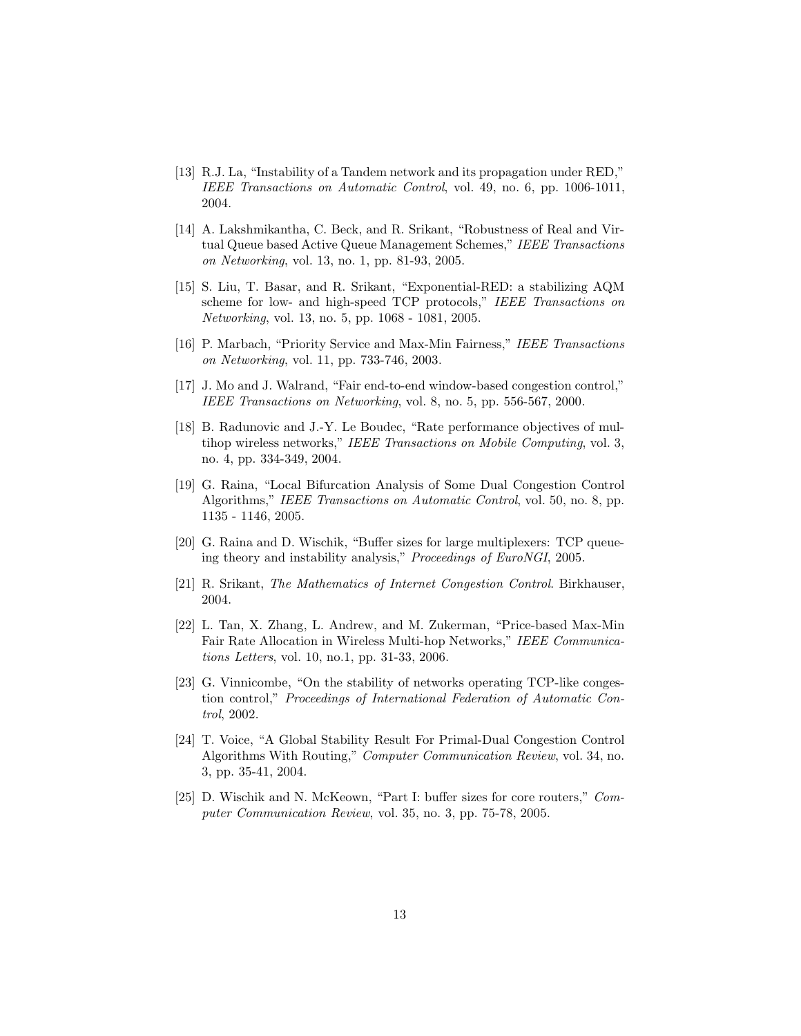[13] R.J. La, "Instability of a Tandem network and its propagation under RED," *IEEE Transactions on Automatic Control*, vol. 49, no. 6, pp. 1006-1011, 2004.

[14] A. Lakshmikantha, C. Beck, and R. Srikant, "Robustness of Real and Virtual Queue based Active Queue Management Schemes," *IEEE Transactions on Networking*, vol. 13, no. 1, pp. 81-93, 2005.

[15] S. Liu, T. Basar, and R. Srikant, "Exponential-RED: a stabilizing AQM scheme for low- and high-speed TCP protocols," *IEEE Transactions on Networking*, vol. 13, no. 5, pp. 1068 - 1081, 2005.

[16] P. Marbach, "Priority Service and Max-Min Fairness," *IEEE Transactions on Networking*, vol. 11, pp. 733-746, 2003.

[17] J. Mo and J. Walrand, "Fair end-to-end window-based congestion control," *IEEE Transactions on Networking*, vol. 8, no. 5, pp. 556-567, 2000.

[18] B. Radunovic and J.-Y. Le Boudec, "Rate performance objectives of multihop wireless networks," *IEEE Transactions on Mobile Computing*, vol. 3, no. 4, pp. 334-349, 2004.

[19] G. Raina, "Local Bifurcation Analysis of Some Dual Congestion Control Algorithms," *IEEE Transactions on Automatic Control*, vol. 50, no. 8, pp. 1135 - 1146, 2005.

[20] G. Raina and D. Wischik, "Buffer sizes for large multiplexers: TCP queueing theory and instability analysis," *Proceedings of EuroNGI*, 2005.

[21] R. Srikant, *The Mathematics of Internet Congestion Control*. Birkhauser, 2004.

[22] L. Tan, X. Zhang, L. Andrew, and M. Zukerman, "Price-based Max-Min Fair Rate Allocation in Wireless Multi-hop Networks," *IEEE Communications Letters*, vol. 10, no.1, pp. 31-33, 2006.

[23] G. Vinnicombe, "On the stability of networks operating TCP-like congestion control," *Proceedings of International Federation of Automatic Control*, 2002.

[24] T. Voice, "A Global Stability Result For Primal-Dual Congestion Control Algorithms With Routing," *Computer Communication Review*, vol. 34, no. 3, pp. 35-41, 2004.

[25] D. Wischik and N. McKeown, "Part I: buffer sizes for core routers," *Computer Communication Review*, vol. 35, no. 3, pp. 75-78, 2005.